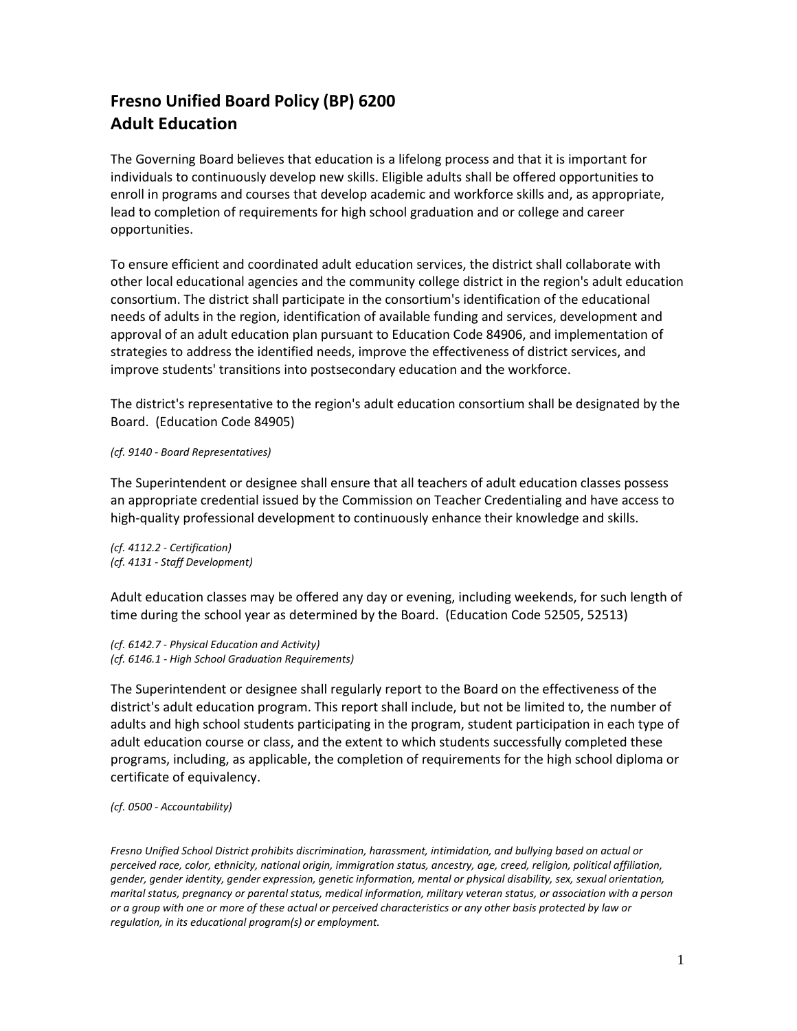# Fresno Unified Board Policy (BP) 6200
# Adult Education

The Governing Board believes that education is a lifelong process and that it is important for individuals to continuously develop new skills. Eligible adults shall be offered opportunities to enroll in programs and courses that develop academic and workforce skills and, as appropriate, lead to completion of requirements for high school graduation and or college and career opportunities.

To ensure efficient and coordinated adult education services, the district shall collaborate with other local educational agencies and the community college district in the region's adult education consortium. The district shall participate in the consortium's identification of the educational needs of adults in the region, identification of available funding and services, development and approval of an adult education plan pursuant to Education Code 84906, and implementation of strategies to address the identified needs, improve the effectiveness of district services, and improve students' transitions into postsecondary education and the workforce.

The district's representative to the region's adult education consortium shall be designated by the Board. (Education Code 84905)

*(cf. 9140 - Board Representatives)*

The Superintendent or designee shall ensure that all teachers of adult education classes possess an appropriate credential issued by the Commission on Teacher Credentialing and have access to high-quality professional development to continuously enhance their knowledge and skills.

*(cf. 4112.2 - Certification)*
*(cf. 4131 - Staff Development)*

Adult education classes may be offered any day or evening, including weekends, for such length of time during the school year as determined by the Board. (Education Code 52505, 52513)

*(cf. 6142.7 - Physical Education and Activity)*
*(cf. 6146.1 - High School Graduation Requirements)*

The Superintendent or designee shall regularly report to the Board on the effectiveness of the district's adult education program. This report shall include, but not be limited to, the number of adults and high school students participating in the program, student participation in each type of adult education course or class, and the extent to which students successfully completed these programs, including, as applicable, the completion of requirements for the high school diploma or certificate of equivalency.

*(cf. 0500 - Accountability)*

*Fresno Unified School District prohibits discrimination, harassment, intimidation, and bullying based on actual or perceived race, color, ethnicity, national origin, immigration status, ancestry, age, creed, religion, political affiliation, gender, gender identity, gender expression, genetic information, mental or physical disability, sex, sexual orientation, marital status, pregnancy or parental status, medical information, military veteran status, or association with a person or a group with one or more of these actual or perceived characteristics or any other basis protected by law or regulation, in its educational program(s) or employment.*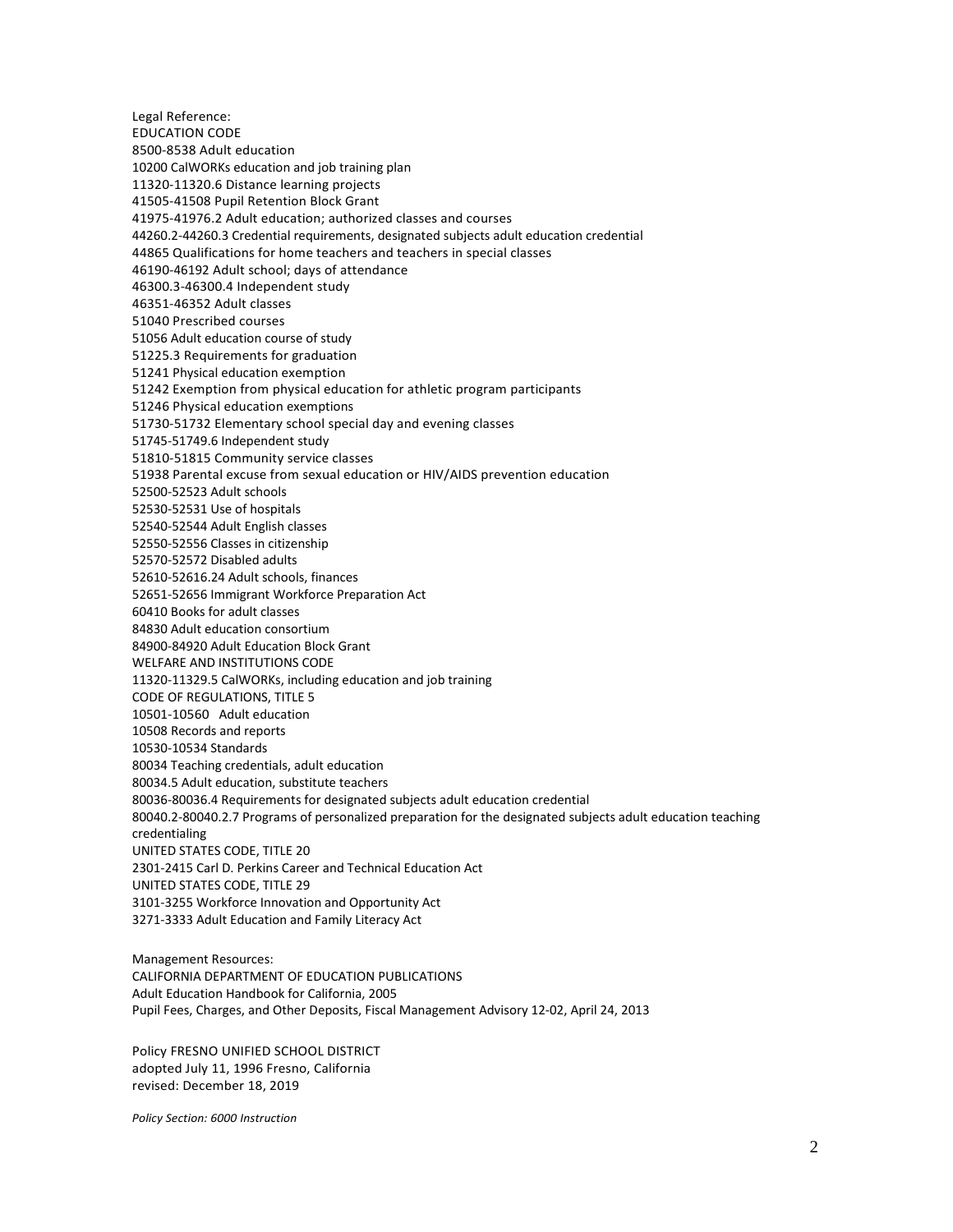Legal Reference:

EDUCATION CODE

8500-8538 Adult education

10200 CalWORKs education and job training plan

11320-11320.6 Distance learning projects

41505-41508 Pupil Retention Block Grant

41975-41976.2 Adult education; authorized classes and courses

44260.2-44260.3 Credential requirements, designated subjects adult education credential

44865 Qualifications for home teachers and teachers in special classes

46190-46192 Adult school; days of attendance

46300.3-46300.4 Independent study

46351-46352 Adult classes

51040 Prescribed courses

51056 Adult education course of study

51225.3 Requirements for graduation

51241 Physical education exemption

51242 Exemption from physical education for athletic program participants

51246 Physical education exemptions

51730-51732 Elementary school special day and evening classes

51745-51749.6 Independent study

51810-51815 Community service classes

51938 Parental excuse from sexual education or HIV/AIDS prevention education

52500-52523 Adult schools

52530-52531 Use of hospitals

52540-52544 Adult English classes

52550-52556 Classes in citizenship

52570-52572 Disabled adults

52610-52616.24 Adult schools, finances

52651-52656 Immigrant Workforce Preparation Act

60410 Books for adult classes

84830 Adult education consortium

84900-84920 Adult Education Block Grant

WELFARE AND INSTITUTIONS CODE

11320-11329.5 CalWORKs, including education and job training

CODE OF REGULATIONS, TITLE 5

10501-10560 Adult education

10508 Records and reports

10530-10534 Standards

80034 Teaching credentials, adult education

80034.5 Adult education, substitute teachers

80036-80036.4 Requirements for designated subjects adult education credential

80040.2-80040.2.7 Programs of personalized preparation for the designated subjects adult education teaching credentialing

UNITED STATES CODE, TITLE 20

2301-2415 Carl D. Perkins Career and Technical Education Act

UNITED STATES CODE, TITLE 29

3101-3255 Workforce Innovation and Opportunity Act

3271-3333 Adult Education and Family Literacy Act

Management Resources:

CALIFORNIA DEPARTMENT OF EDUCATION PUBLICATIONS

Adult Education Handbook for California, 2005

Pupil Fees, Charges, and Other Deposits, Fiscal Management Advisory 12-02, April 24, 2013

Policy FRESNO UNIFIED SCHOOL DISTRICT

adopted July 11, 1996 Fresno, California

revised: December 18, 2019

*Policy Section: 6000 Instruction*